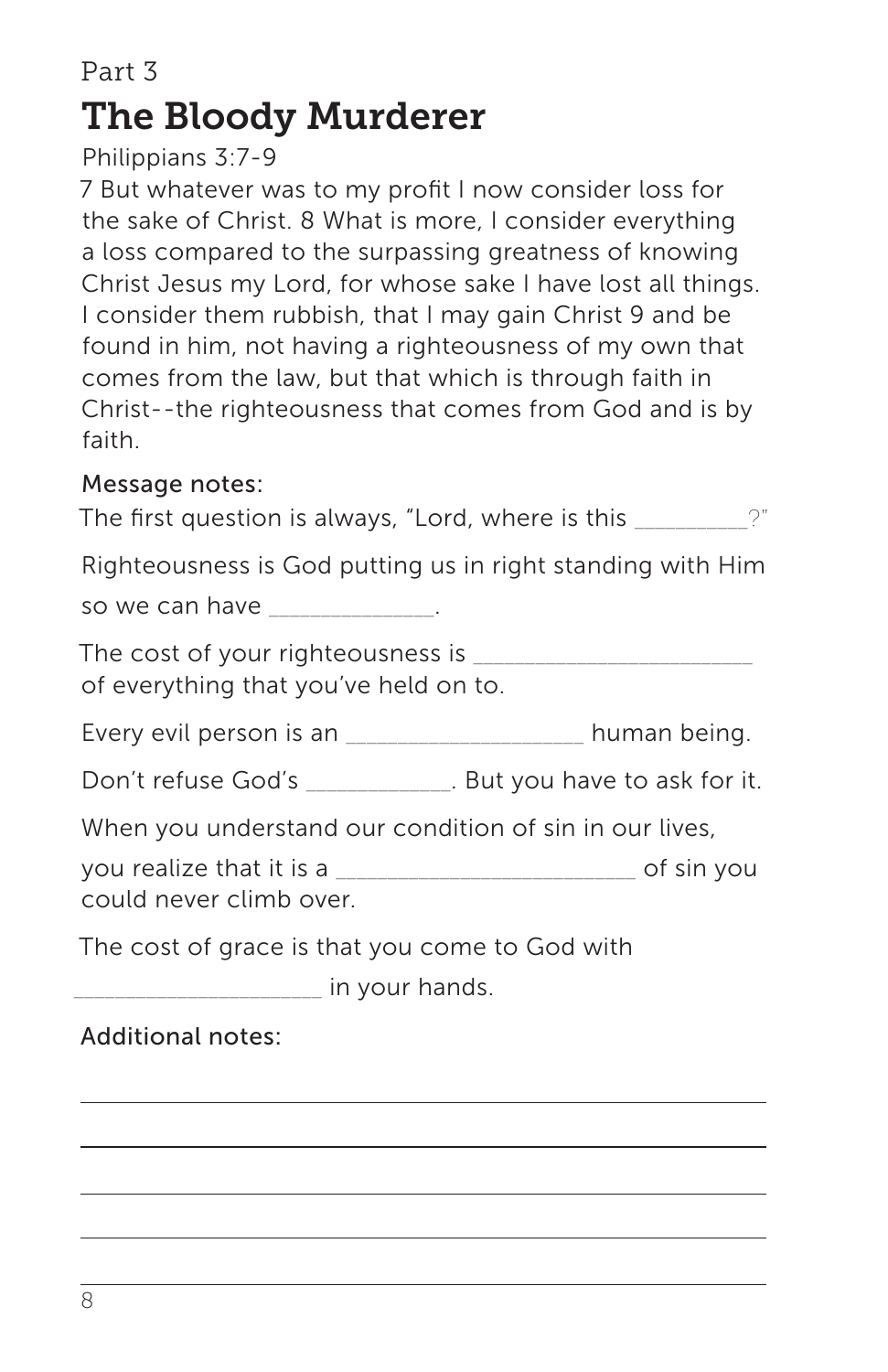Part 3

# The Bloody Murderer

Philippians 3:7-9

7 But whatever was to my profit I now consider loss for the sake of Christ. 8 What is more, I consider everything a loss compared to the surpassing greatness of knowing Christ Jesus my Lord, for whose sake I have lost all things. I consider them rubbish, that I may gain Christ 9 and be found in him, not having a righteousness of my own that comes from the law, but that which is through faith in Christ--the righteousness that comes from God and is by faith.

Message notes:

The first question is always, "Lord, where is this _________?"

Righteousness is God putting us in right standing with Him so we can have _____________.

The cost of your righteousness is ______________________ of everything that you've held on to.

Every evil person is an ___________________ human being.

Don't refuse God's ____________. But you have to ask for it.

When you understand our condition of sin in our lives, you realize that it is a ________________________ of sin you could never climb over.

The cost of grace is that you come to God with ____________________ in your hands.

Additional notes:

______________________________________________

______________________________________________

______________________________________________

______________________________________________

______________________________________________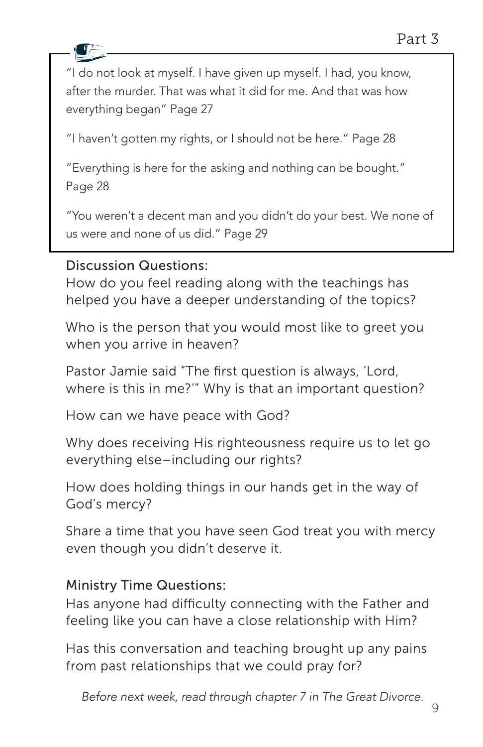"I do not look at myself. I have given up myself. I had, you know, after the murder. That was what it did for me. And that was how everything began" Page 27

"I haven't gotten my rights, or I should not be here." Page 28

"Everything is here for the asking and nothing can be bought." Page 28

"You weren't a decent man and you didn't do your best. We none of us were and none of us did." Page 29

Discussion Questions:

How do you feel reading along with the teachings has helped you have a deeper understanding of the topics?

Who is the person that you would most like to greet you when you arrive in heaven?

Pastor Jamie said "The first question is always, 'Lord, where is this in me?'" Why is that an important question?

How can we have peace with God?

Why does receiving His righteousness require us to let go everything else–including our rights?

How does holding things in our hands get in the way of God's mercy?

Share a time that you have seen God treat you with mercy even though you didn't deserve it.

Ministry Time Questions:

Has anyone had difficulty connecting with the Father and feeling like you can have a close relationship with Him?

Has this conversation and teaching brought up any pains from past relationships that we could pray for?

*Before next week, read through chapter 7 in The Great Divorce.*